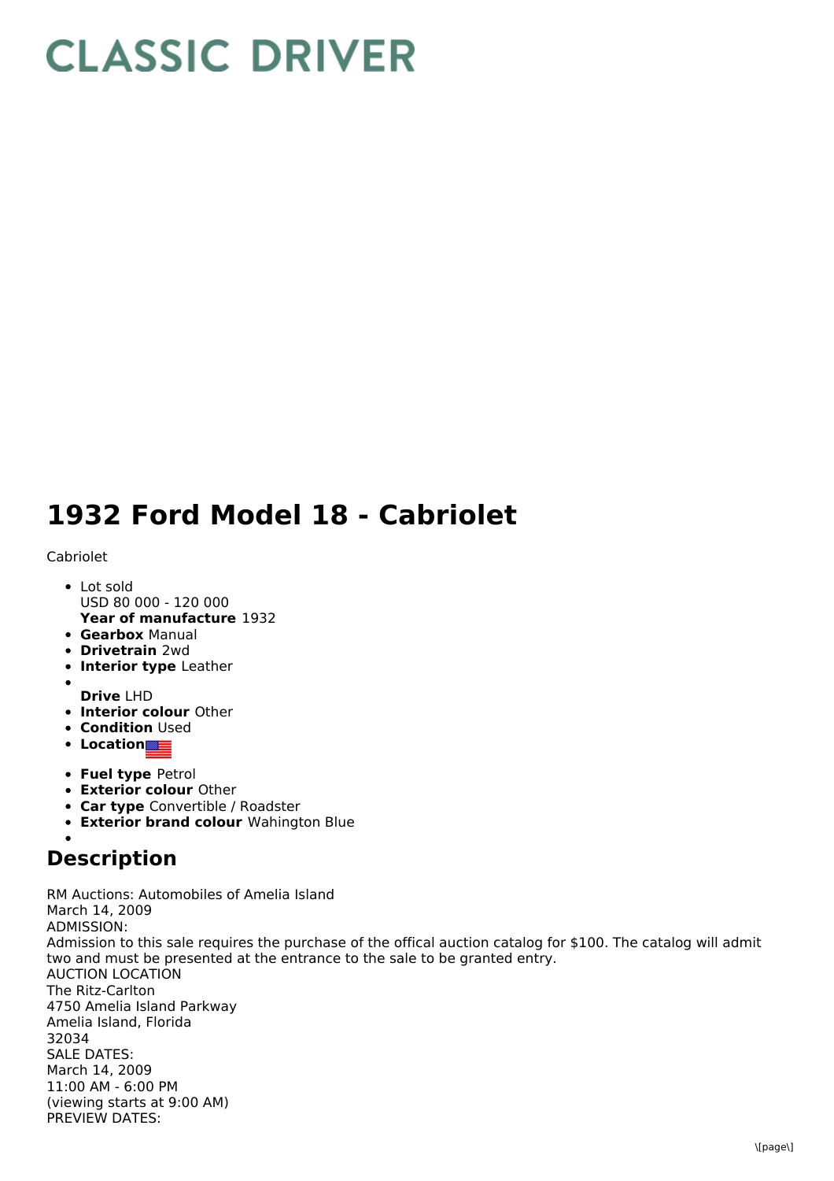# CLASSIC DRIVER

# 1932 Ford Model 18 - Cabriolet

Cabriolet

- Lot sold
  USD 80 000 - 120 000
  **Year of manufacture** 1932
- **Gearbox** Manual
- **Drivetrain** 2wd
- **Interior type** Leather
- **Drive** LHD
- **Interior colour** Other
- **Condition** Used
- **Location**
- **Fuel type** Petrol
- **Exterior colour** Other
- **Car type** Convertible / Roadster
- **Exterior brand colour** Wahington Blue

## Description

RM Auctions: Automobiles of Amelia Island
March 14, 2009
ADMISSION:
Admission to this sale requires the purchase of the offical auction catalog for $100. The catalog will admit two and must be presented at the entrance to the sale to be granted entry.
AUCTION LOCATION
The Ritz-Carlton
4750 Amelia Island Parkway
Amelia Island, Florida
32034
SALE DATES:
March 14, 2009
11:00 AM - 6:00 PM
(viewing starts at 9:00 AM)
PREVIEW DATES: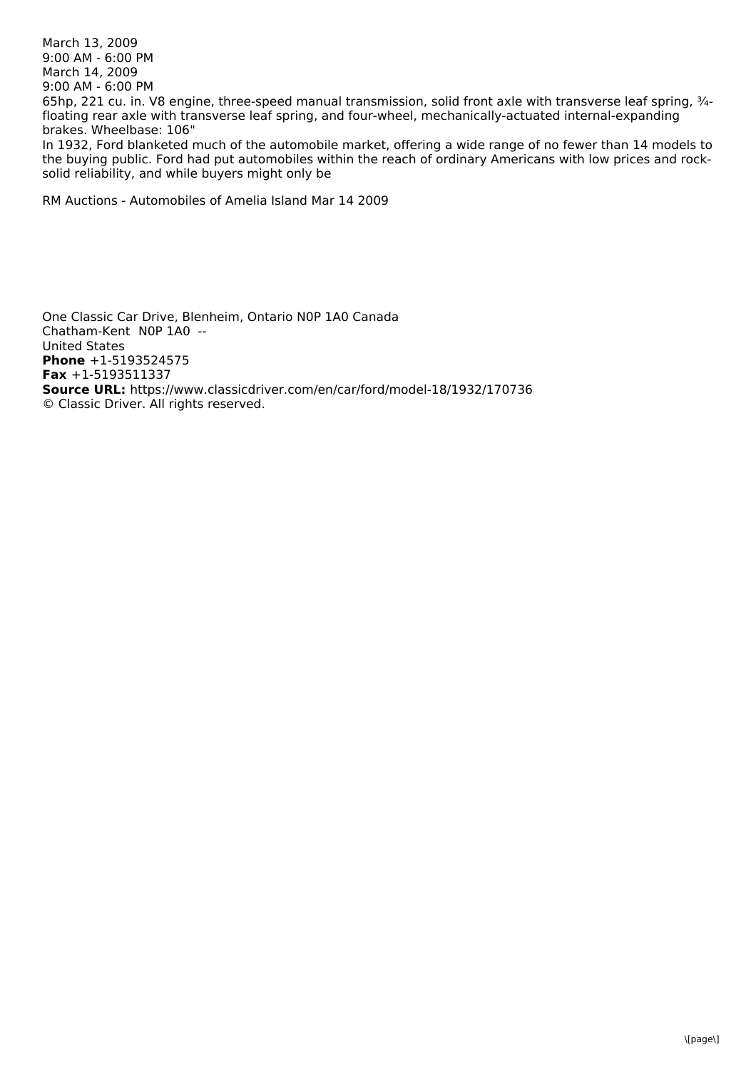March 13, 2009
9:00 AM - 6:00 PM
March 14, 2009
9:00 AM - 6:00 PM
65hp, 221 cu. in. V8 engine, three-speed manual transmission, solid front axle with transverse leaf spring, ¾-floating rear axle with transverse leaf spring, and four-wheel, mechanically-actuated internal-expanding brakes. Wheelbase: 106"
In 1932, Ford blanketed much of the automobile market, offering a wide range of no fewer than 14 models to the buying public. Ford had put automobiles within the reach of ordinary Americans with low prices and rock-solid reliability, and while buyers might only be

RM Auctions - Automobiles of Amelia Island Mar 14 2009

One Classic Car Drive, Blenheim, Ontario N0P 1A0 Canada
Chatham-Kent N0P 1A0 --
United States
**Phone** +1-5193524575
**Fax** +1-5193511337
**Source URL:** https://www.classicdriver.com/en/car/ford/model-18/1932/170736
© Classic Driver. All rights reserved.